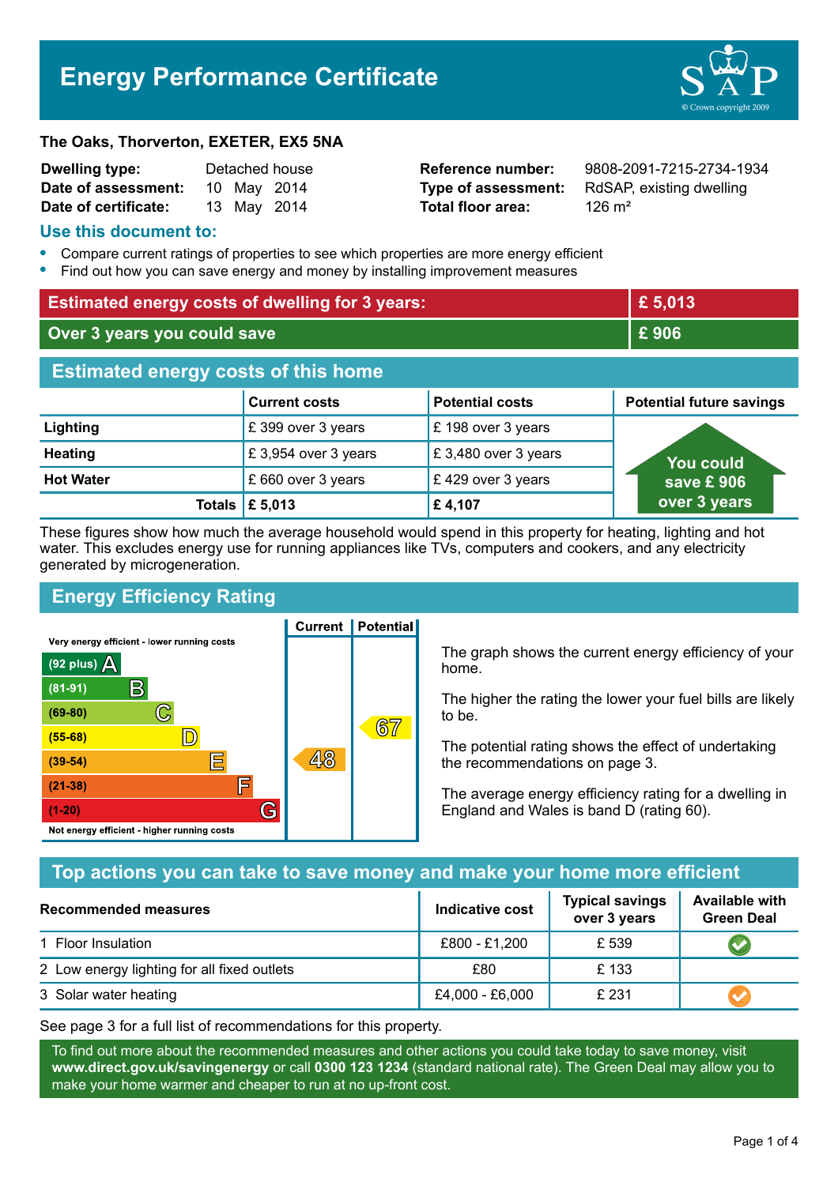# Energy Performance Certificate

**The Oaks, Thorverton, EXETER, EX5 5NA**

| | | | |
|---|---|---|---|
| **Dwelling type:** | Detached house | **Reference number:** | 9808-2091-7215-2734-1934 |
| **Date of assessment:** | 10 May 2014 | **Type of assessment:** | RdSAP, existing dwelling |
| **Date of certificate:** | 13 May 2014 | **Total floor area:** | 126 m² |

## Use this document to:

- Compare current ratings of properties to see which properties are more energy efficient
- Find out how you can save energy and money by installing improvement measures

| | |
|---|---|
| **Estimated energy costs of dwelling for 3 years:** | **£ 5,013** |
| **Over 3 years you could save** | **£ 906** |

## Estimated energy costs of this home

| | Current costs | Potential costs | Potential future savings |
|---|---|---|---|
| **Lighting** | £ 399 over 3 years | £ 198 over 3 years | You could save £ 906 over 3 years |
| **Heating** | £ 3,954 over 3 years | £ 3,480 over 3 years | |
| **Hot Water** | £ 660 over 3 years | £ 429 over 3 years | |
| **Totals** | **£ 5,013** | **£ 4,107** | |

These figures show how much the average household would spend in this property for heating, lighting and hot water. This excludes energy use for running appliances like TVs, computers and cookers, and any electricity generated by microgeneration.

## Energy Efficiency Rating

Very energy efficient - lower running costs

| Rating | Band | Current | Potential |
|---|---|---|---|
| (92 plus) | A | | |
| (81-91) | B | | |
| (69-80) | C | | 67 |
| (55-68) | D | | |
| (39-54) | E | 48 | |
| (21-38) | F | | |
| (1-20) | G | | |

Not energy efficient - higher running costs

The graph shows the current energy efficiency of your home.

The higher the rating the lower your fuel bills are likely to be.

The potential rating shows the effect of undertaking the recommendations on page 3.

The average energy efficiency rating for a dwelling in England and Wales is band D (rating 60).

## Top actions you can take to save money and make your home more efficient

| Recommended measures | Indicative cost | Typical savings over 3 years | Available with Green Deal |
|---|---|---|---|
| 1 Floor Insulation | £800 - £1,200 | £ 539 | ✔ |
| 2 Low energy lighting for all fixed outlets | £80 | £ 133 | |
| 3 Solar water heating | £4,000 - £6,000 | £ 231 | ✔ |

See page 3 for a full list of recommendations for this property.

To find out more about the recommended measures and other actions you could take today to save money, visit **www.direct.gov.uk/savingenergy** or call **0300 123 1234** (standard national rate). The Green Deal may allow you to make your home warmer and cheaper to run at no up-front cost.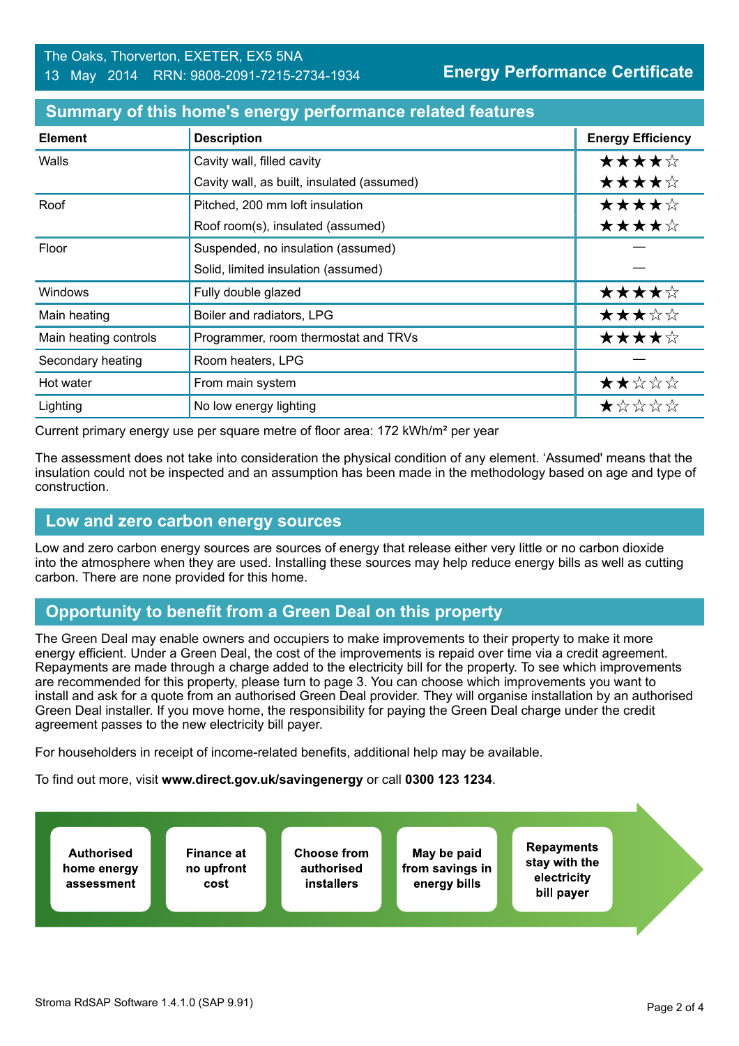The Oaks, Thorverton, EXETER, EX5 5NA
13 May 2014 RRN: 9808-2091-7215-2734-1934

**Energy Performance Certificate**

## Summary of this home's energy performance related features

| Element | Description | Energy Efficiency |
|---|---|---|
| Walls | Cavity wall, filled cavity | ★★★★☆ |
| | Cavity wall, as built, insulated (assumed) | ★★★★☆ |
| Roof | Pitched, 200 mm loft insulation | ★★★★☆ |
| | Roof room(s), insulated (assumed) | ★★★★☆ |
| Floor | Suspended, no insulation (assumed) | — |
| | Solid, limited insulation (assumed) | — |
| Windows | Fully double glazed | ★★★★☆ |
| Main heating | Boiler and radiators, LPG | ★★★☆☆ |
| Main heating controls | Programmer, room thermostat and TRVs | ★★★★☆ |
| Secondary heating | Room heaters, LPG | — |
| Hot water | From main system | ★★☆☆☆ |
| Lighting | No low energy lighting | ★☆☆☆☆ |

Current primary energy use per square metre of floor area: 172 kWh/m² per year

The assessment does not take into consideration the physical condition of any element. 'Assumed' means that the insulation could not be inspected and an assumption has been made in the methodology based on age and type of construction.

## Low and zero carbon energy sources

Low and zero carbon energy sources are sources of energy that release either very little or no carbon dioxide into the atmosphere when they are used. Installing these sources may help reduce energy bills as well as cutting carbon. There are none provided for this home.

## Opportunity to benefit from a Green Deal on this property

The Green Deal may enable owners and occupiers to make improvements to their property to make it more energy efficient. Under a Green Deal, the cost of the improvements is repaid over time via a credit agreement. Repayments are made through a charge added to the electricity bill for the property. To see which improvements are recommended for this property, please turn to page 3. You can choose which improvements you want to install and ask for a quote from an authorised Green Deal provider. They will organise installation by an authorised Green Deal installer. If you move home, the responsibility for paying the Green Deal charge under the credit agreement passes to the new electricity bill payer.

For householders in receipt of income-related benefits, additional help may be available.

To find out more, visit **www.direct.gov.uk/savingenergy** or call **0300 123 1234**.

- **Authorised home energy assessment**
- **Finance at no upfront cost**
- **Choose from authorised installers**
- **May be paid from savings in energy bills**
- **Repayments stay with the electricity bill payer**

Stroma RdSAP Software 1.4.1.0 (SAP 9.91)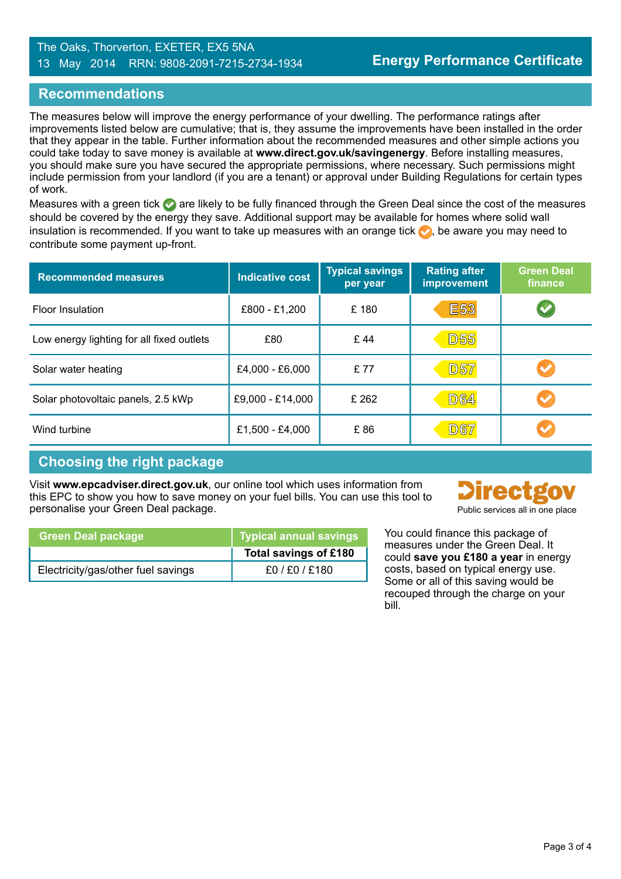The Oaks, Thorverton, EXETER, EX5 5NA
13 May 2014 RRN: 9808-2091-7215-2734-1934

# Energy Performance Certificate

## Recommendations

The measures below will improve the energy performance of your dwelling. The performance ratings after improvements listed below are cumulative; that is, they assume the improvements have been installed in the order that they appear in the table. Further information about the recommended measures and other simple actions you could take today to save money is available at **www.direct.gov.uk/savingenergy**. Before installing measures, you should make sure you have secured the appropriate permissions, where necessary. Such permissions might include permission from your landlord (if you are a tenant) or approval under Building Regulations for certain types of work.

Measures with a green tick ✔ are likely to be fully financed through the Green Deal since the cost of the measures should be covered by the energy they save. Additional support may be available for homes where solid wall insulation is recommended. If you want to take up measures with an orange tick ✔, be aware you may need to contribute some payment up-front.

| Recommended measures | Indicative cost | Typical savings per year | Rating after improvement | Green Deal finance |
|---|---|---|---|---|
| Floor Insulation | £800 - £1,200 | £ 180 | E53 | ✔ (green) |
| Low energy lighting for all fixed outlets | £80 | £ 44 | D55 | |
| Solar water heating | £4,000 - £6,000 | £ 77 | D57 | ✔ (orange) |
| Solar photovoltaic panels, 2.5 kWp | £9,000 - £14,000 | £ 262 | D64 | ✔ (orange) |
| Wind turbine | £1,500 - £4,000 | £ 86 | D67 | ✔ (orange) |

## Choosing the right package

Visit **www.epcadviser.direct.gov.uk**, our online tool which uses information from this EPC to show you how to save money on your fuel bills. You can use this tool to personalise your Green Deal package.

Directgov
Public services all in one place

| Green Deal package | Typical annual savings |
|---|---|
| | **Total savings of £180** |
| Electricity/gas/other fuel savings | £0 / £0 / £180 |

You could finance this package of measures under the Green Deal. It could **save you £180 a year** in energy costs, based on typical energy use. Some or all of this saving would be recouped through the charge on your bill.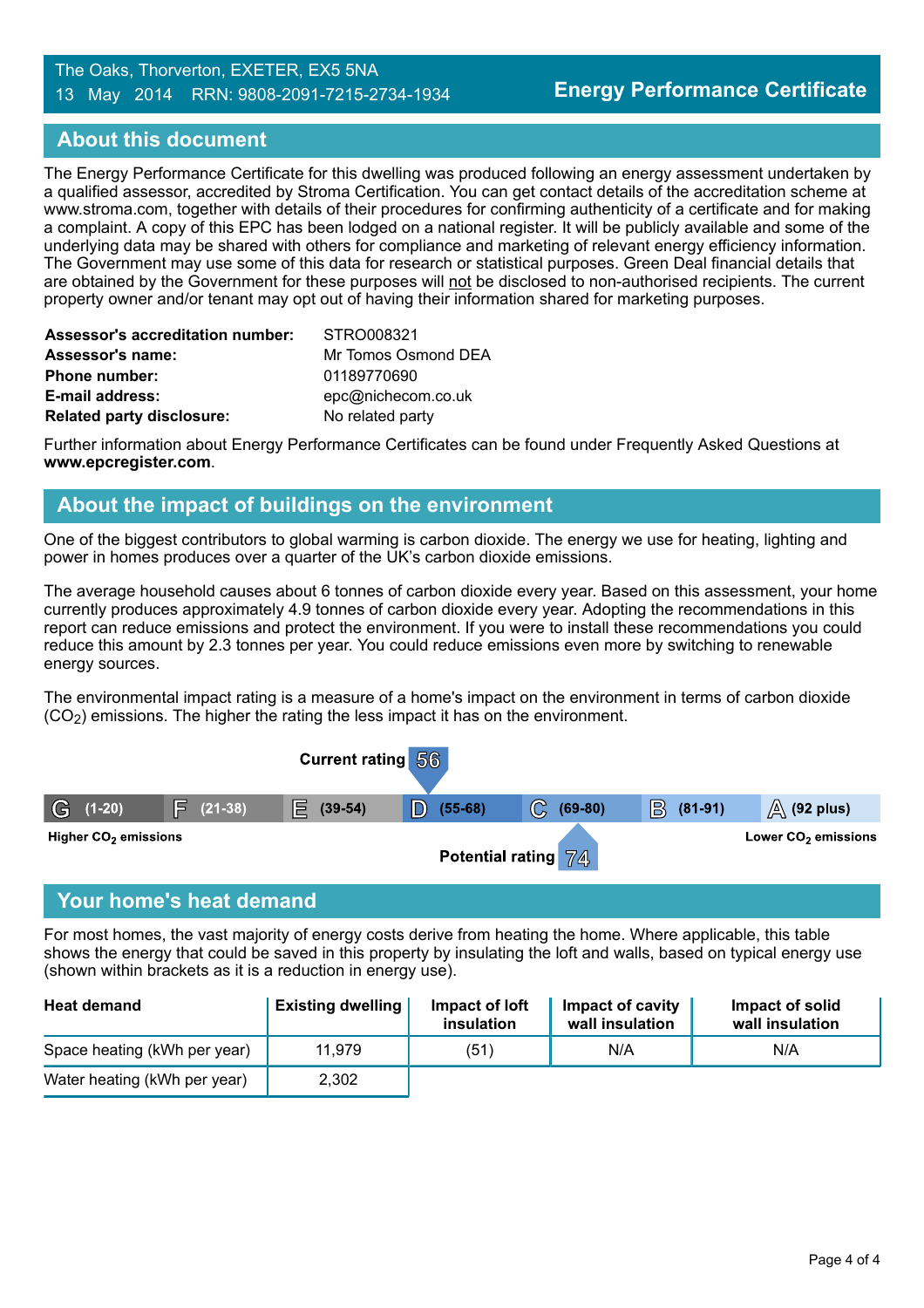The Oaks, Thorverton, EXETER, EX5 5NA
13 May 2014 RRN: 9808-2091-7215-2734-1934

**Energy Performance Certificate**

## About this document

The Energy Performance Certificate for this dwelling was produced following an energy assessment undertaken by a qualified assessor, accredited by Stroma Certification. You can get contact details of the accreditation scheme at www.stroma.com, together with details of their procedures for confirming authenticity of a certificate and for making a complaint. A copy of this EPC has been lodged on a national register. It will be publicly available and some of the underlying data may be shared with others for compliance and marketing of relevant energy efficiency information. The Government may use some of this data for research or statistical purposes. Green Deal financial details that are obtained by the Government for these purposes will not be disclosed to non-authorised recipients. The current property owner and/or tenant may opt out of having their information shared for marketing purposes.

| | |
|---|---|
| **Assessor's accreditation number:** | STRO008321 |
| **Assessor's name:** | Mr Tomos Osmond DEA |
| **Phone number:** | 01189770690 |
| **E-mail address:** | epc@nichecom.co.uk |
| **Related party disclosure:** | No related party |

Further information about Energy Performance Certificates can be found under Frequently Asked Questions at **www.epcregister.com**.

## About the impact of buildings on the environment

One of the biggest contributors to global warming is carbon dioxide. The energy we use for heating, lighting and power in homes produces over a quarter of the UK's carbon dioxide emissions.

The average household causes about 6 tonnes of carbon dioxide every year. Based on this assessment, your home currently produces approximately 4.9 tonnes of carbon dioxide every year. Adopting the recommendations in this report can reduce emissions and protect the environment. If you were to install these recommendations you could reduce this amount by 2.3 tonnes per year. You could reduce emissions even more by switching to renewable energy sources.

The environmental impact rating is a measure of a home's impact on the environment in terms of carbon dioxide ($CO_2$) emissions. The higher the rating the less impact it has on the environment.

Current rating 56

G (1-20) F (21-38) E (39-54) D (55-68) C (69-80) B (81-91) A (92 plus)

Higher $CO_2$ emissions

Lower $CO_2$ emissions

Potential rating 74

## Your home's heat demand

For most homes, the vast majority of energy costs derive from heating the home. Where applicable, this table shows the energy that could be saved in this property by insulating the loft and walls, based on typical energy use (shown within brackets as it is a reduction in energy use).

| Heat demand | Existing dwelling | Impact of loft insulation | Impact of cavity wall insulation | Impact of solid wall insulation |
|---|---|---|---|---|
| Space heating (kWh per year) | 11,979 | (51) | N/A | N/A |
| Water heating (kWh per year) | 2,302 | | | |